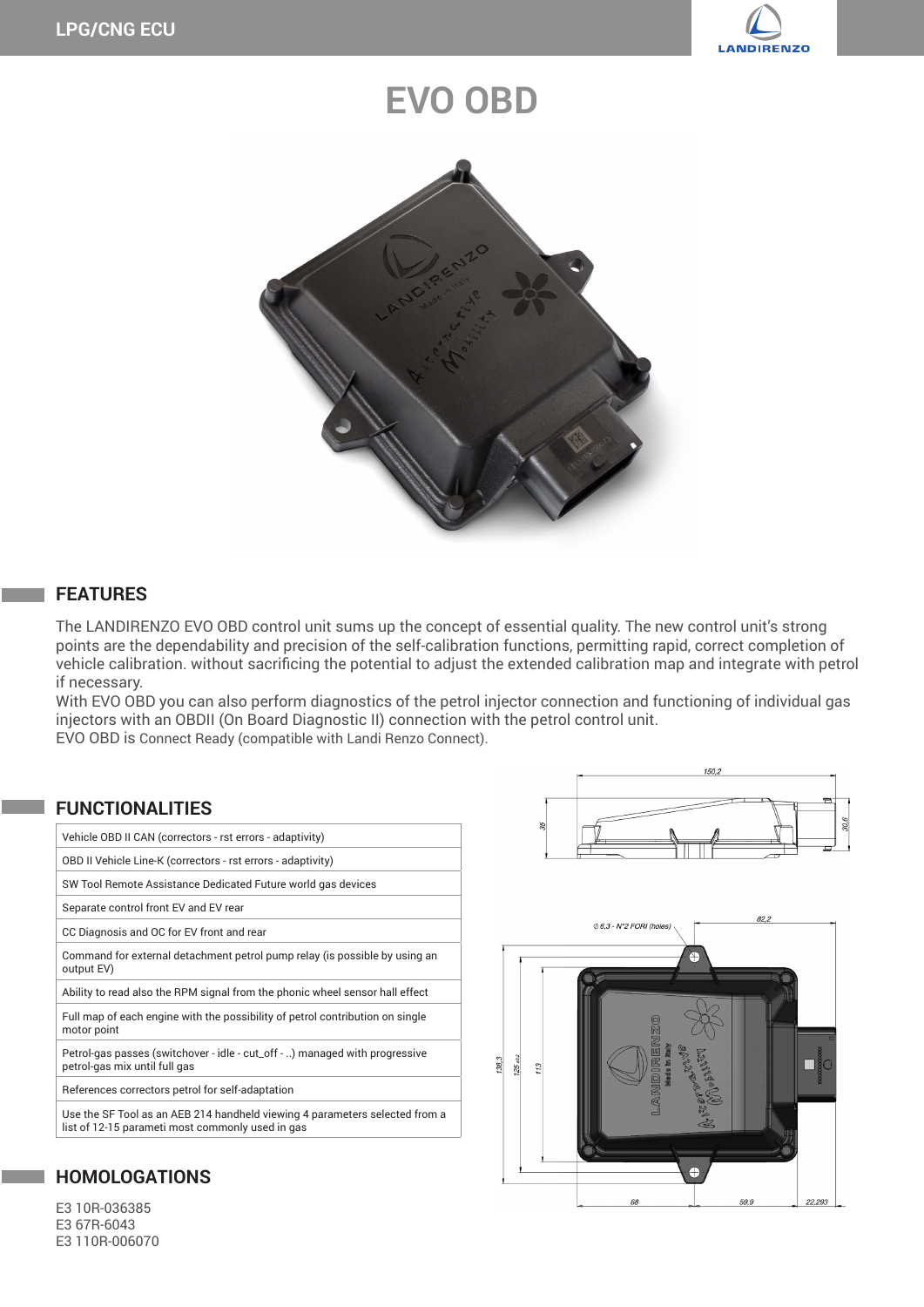LPG/CNG ECU

# EVO OBD

## FEATURES

The LANDIRENZO EVO OBD control unit sums up the concept of essential quality. The new control unit's strong points are the dependability and precision of the self-calibration functions, permitting rapid, correct completion of vehicle calibration. without sacrificing the potential to adjust the extended calibration map and integrate with petrol if necessary.
With EVO OBD you can also perform diagnostics of the petrol injector connection and functioning of individual gas injectors with an OBDII (On Board Diagnostic II) connection with the petrol control unit.
EVO OBD is Connect Ready (compatible with Landi Renzo Connect).

## FUNCTIONALITIES

| |
|---|
| Vehicle OBD II CAN (correctors - rst errors - adaptivity) |
| OBD II Vehicle Line-K (correctors - rst errors - adaptivity) |
| SW Tool Remote Assistance Dedicated Future world gas devices |
| Separate control front EV and EV rear |
| CC Diagnosis and OC for EV front and rear |
| Command for external detachment petrol pump relay (is possible by using an output EV) |
| Ability to read also the RPM signal from the phonic wheel sensor hall effect |
| Full map of each engine with the possibility of petrol contribution on single motor point |
| Petrol-gas passes (switchover - idle - cut_off - ..) managed with progressive petrol-gas mix until full gas |
| References correctors petrol for self-adaptation |
| Use the SF Tool as an AEB 214 handheld viewing 4 parameters selected from a list of 12-15 parameti most commonly used in gas |

## HOMOLOGATIONS

E3 10R-036385
E3 67R-6043
E3 110R-006070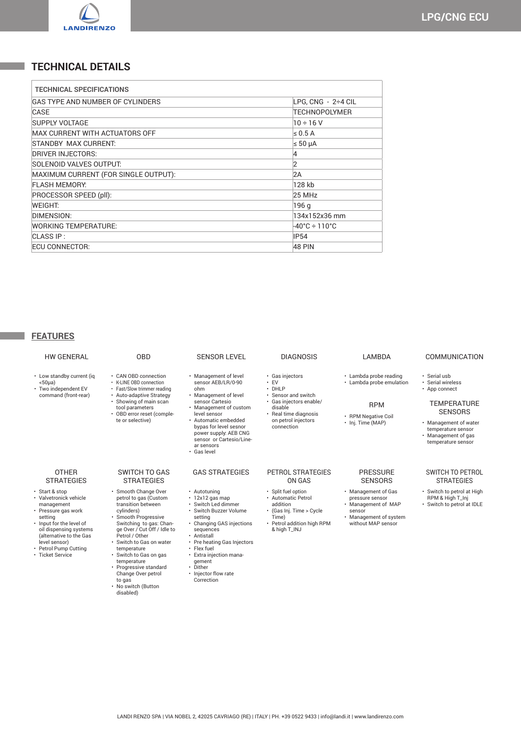# TECHNICAL DETAILS

| TECHNICAL SPECIFICATIONS | |
|---|---|
| GAS TYPE AND NUMBER OF CYLINDERS | LPG, CNG - 2÷4 CIL |
| CASE | TECHNOPOLYMER |
| SUPPLY VOLTAGE | 10 ÷ 16 V |
| MAX CURRENT WITH ACTUATORS OFF | ≤ 0.5 A |
| STANDBY MAX CURRENT: | ≤ 50 µA |
| DRIVER INJECTORS: | 4 |
| SOLENOID VALVES OUTPUT: | 2 |
| MAXIMUM CURRENT (FOR SINGLE OUTPUT): | 2A |
| FLASH MEMORY: | 128 kb |
| PROCESSOR SPEED (pll): | 25 MHz |
| WEIGHT: | 196 g |
| DIMENSION: | 134x152x36 mm |
| WORKING TEMPERATURE: | -40°C ÷ 110°C |
| CLASS IP : | IP54 |
| ECU CONNECTOR: | 48 PIN |

# FEATURES

### HW GENERAL

- Low standby current (iq <50µa)
- Two independent EV command (front-rear)

### OBD

- CAN OBD connection
- K-LINE OBD connection
- Fast/Slow trimmer reading
- Auto-adaptive Strategy
- Showing of main scan tool parameters
- OBD error reset (complete or selective)

### SENSOR LEVEL

- Management of level sensor AEB/LR/0-90 ohm
- Management of level sensor Cartesio
- Management of custom level sensor
- Automatic embedded bypass for level sesnor power supply: AEB CNG sensor or Cartesio/Linear sensors
- Gas level

### DIAGNOSIS

- Gas injectors
- EV
- DHLP
- Sensor and switch
- Gas injectors enable/disable
- Real time diagnosis on petrol injectors connection

### LAMBDA

- Lambda probe reading
- Lambda probe emulation

### RPM

- RPM Negative Coil
- Inj. Time (MAP)

### COMMUNICATION

- Serial usb
- Serial wireless
- App connect

### TEMPERATURE SENSORS

- Management of water temperature sensor
- Management of gas temperature sensor

### OTHER STRATEGIES

- Start & stop
- Valvetronick vehicle management
- Pressure gas work setting
- Input for the level of oil dispensing systems (alternative to the Gas level sensor)
- Petrol Pump Cutting
- Ticket Service

### SWITCH TO GAS STRATEGIES

- Smooth Change Over petrol to gas (Custom transition between cylinders)
- Smooth Progressive Switching to gas: Change Over / Cut Off / Idle to Petrol / Other
- Switch to Gas on water temperature
- Switch to Gas on gas temperature
- Progressive standard Change Over petrol to gas
- No switch (Button disabled)

### GAS STRATEGIES

- Autotuning
- 12x12 gas map
- Switch Led dimmer
- Switch Buzzer Volume setting
- Changing GAS injections sequences
- Antistall
- Pre heating Gas Injectors
- Flex fuel
- Extra injection management
- Dither
- Injector flow rate Correction

### PETROL STRATEGIES ON GAS

- Split fuel option
- Automatic Petrol addition
- (Gas Inj. Time > Cycle Time)
- Petrol addition high RPM & high T_INJ

### PRESSURE SENSORS

- Management of Gas pressure sensor
- Management of MAP sensor
- Management of system without MAP sensor

### SWITCH TO PETROL STRATEGIES

- Switch to petrol at High RPM & High T_Inj
- Switch to petrol at IDLE

LANDI RENZO SPA | VIA NOBEL 2, 42025 CAVRIAGO (RE) | ITALY | PH. +39 0522 9433 | info@landi.it | www.landirenzo.com